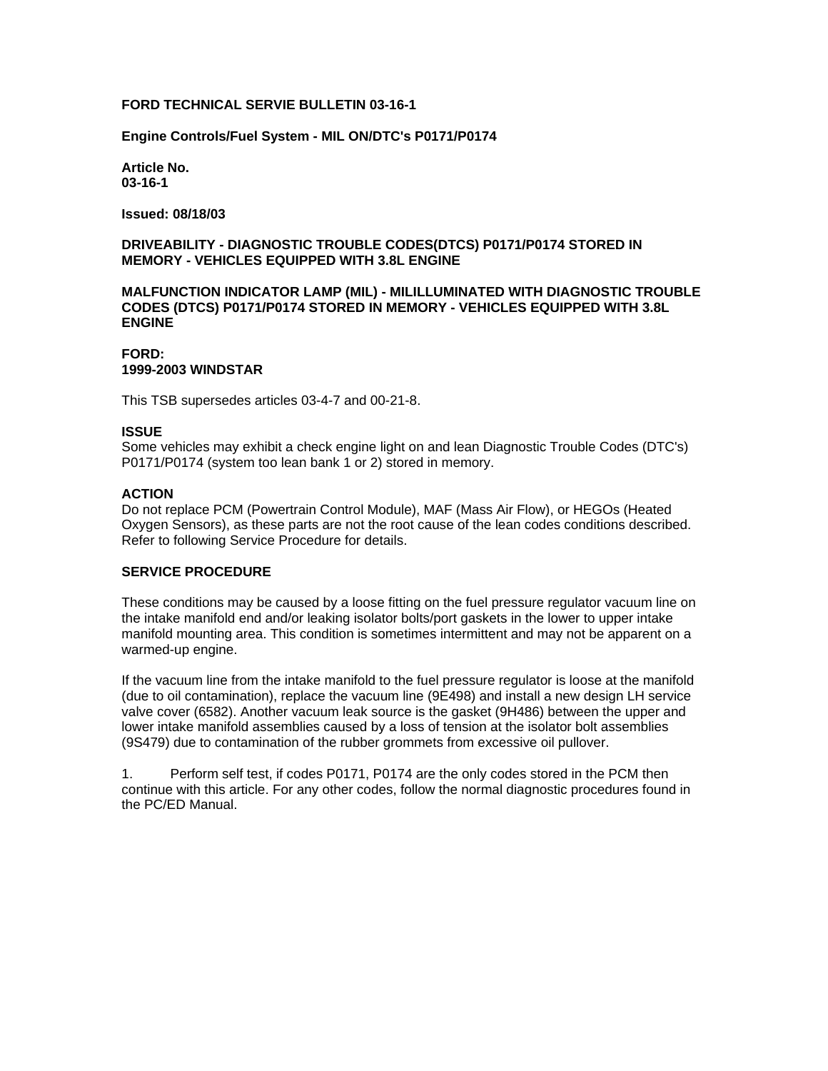**FORD TECHNICAL SERVIE BULLETIN 03-16-1**

**Engine Controls/Fuel System - MIL ON/DTC's P0171/P0174**

**Article No.**
**03-16-1**

**Issued: 08/18/03**

**DRIVEABILITY - DIAGNOSTIC TROUBLE CODES(DTCS) P0171/P0174 STORED IN MEMORY - VEHICLES EQUIPPED WITH 3.8L ENGINE**

**MALFUNCTION INDICATOR LAMP (MIL) - MILILLUMINATED WITH DIAGNOSTIC TROUBLE CODES (DTCS) P0171/P0174 STORED IN MEMORY - VEHICLES EQUIPPED WITH 3.8L ENGINE**

**FORD:**
**1999-2003 WINDSTAR**

This TSB supersedes articles 03-4-7 and 00-21-8.

**ISSUE**
Some vehicles may exhibit a check engine light on and lean Diagnostic Trouble Codes (DTC's) P0171/P0174 (system too lean bank 1 or 2) stored in memory.

**ACTION**
Do not replace PCM (Powertrain Control Module), MAF (Mass Air Flow), or HEGOs (Heated Oxygen Sensors), as these parts are not the root cause of the lean codes conditions described. Refer to following Service Procedure for details.

**SERVICE PROCEDURE**

These conditions may be caused by a loose fitting on the fuel pressure regulator vacuum line on the intake manifold end and/or leaking isolator bolts/port gaskets in the lower to upper intake manifold mounting area. This condition is sometimes intermittent and may not be apparent on a warmed-up engine.

If the vacuum line from the intake manifold to the fuel pressure regulator is loose at the manifold (due to oil contamination), replace the vacuum line (9E498) and install a new design LH service valve cover (6582). Another vacuum leak source is the gasket (9H486) between the upper and lower intake manifold assemblies caused by a loss of tension at the isolator bolt assemblies (9S479) due to contamination of the rubber grommets from excessive oil pullover.

1. Perform self test, if codes P0171, P0174 are the only codes stored in the PCM then continue with this article. For any other codes, follow the normal diagnostic procedures found in the PC/ED Manual.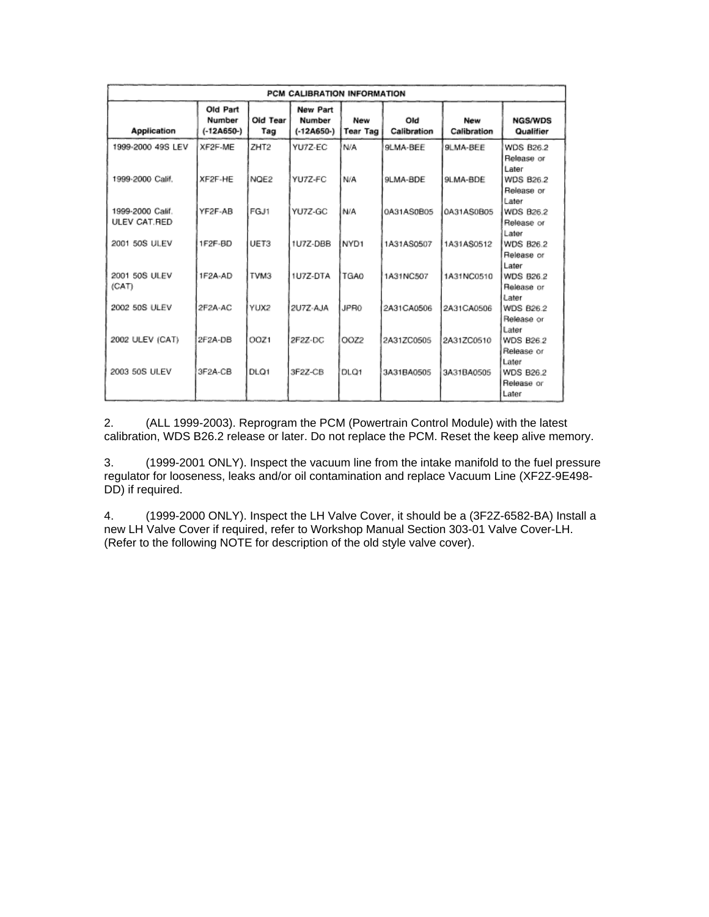| PCM CALIBRATION INFORMATION | | | | | | | |
|---|---|---|---|---|---|---|---|
| Application | Old Part Number (-12A650-) | Old Tear Tag | New Part Number (-12A650-) | New Tear Tag | Old Calibration | New Calibration | NGS/WDS Qualifier |
| 1999-2000 49S LEV | XF2F-ME | ZHT2 | YU7Z-EC | N/A | 9LMA-BEE | 9LMA-BEE | WDS B26.2 Release or Later |
| 1999-2000 Calif. | XF2F-HE | NQE2 | YU7Z-FC | N/A | 9LMA-BDE | 9LMA-BDE | WDS B26.2 Release or Later |
| 1999-2000 Calif. ULEV CAT.RED | YF2F-AB | FGJ1 | YU7Z-GC | N/A | 0A31AS0B05 | 0A31AS0B05 | WDS B26.2 Release or Later |
| 2001 50S ULEV | 1F2F-BD | UET3 | 1U7Z-DBB | NYD1 | 1A31AS0507 | 1A31AS0512 | WDS B26.2 Release or Later |
| 2001 50S ULEV (CAT) | 1F2A-AD | TVM3 | 1U7Z-DTA | TGA0 | 1A31NC507 | 1A31NC0510 | WDS B26.2 Release or Later |
| 2002 50S ULEV | 2F2A-AC | YUX2 | 2U7Z-AJA | JPR0 | 2A31CA0506 | 2A31CA0506 | WDS B26.2 Release or Later |
| 2002 ULEV (CAT) | 2F2A-DB | OOZ1 | 2F2Z-DC | OOZ2 | 2A31ZC0505 | 2A31ZC0510 | WDS B26.2 Release or Later |
| 2003 50S ULEV | 3F2A-CB | DLQ1 | 3F2Z-CB | DLQ1 | 3A31BA0505 | 3A31BA0505 | WDS B26.2 Release or Later |

2. (ALL 1999-2003). Reprogram the PCM (Powertrain Control Module) with the latest calibration, WDS B26.2 release or later. Do not replace the PCM. Reset the keep alive memory.

3. (1999-2001 ONLY). Inspect the vacuum line from the intake manifold to the fuel pressure regulator for looseness, leaks and/or oil contamination and replace Vacuum Line (XF2Z-9E498-DD) if required.

4. (1999-2000 ONLY). Inspect the LH Valve Cover, it should be a (3F2Z-6582-BA) Install a new LH Valve Cover if required, refer to Workshop Manual Section 303-01 Valve Cover-LH. (Refer to the following NOTE for description of the old style valve cover).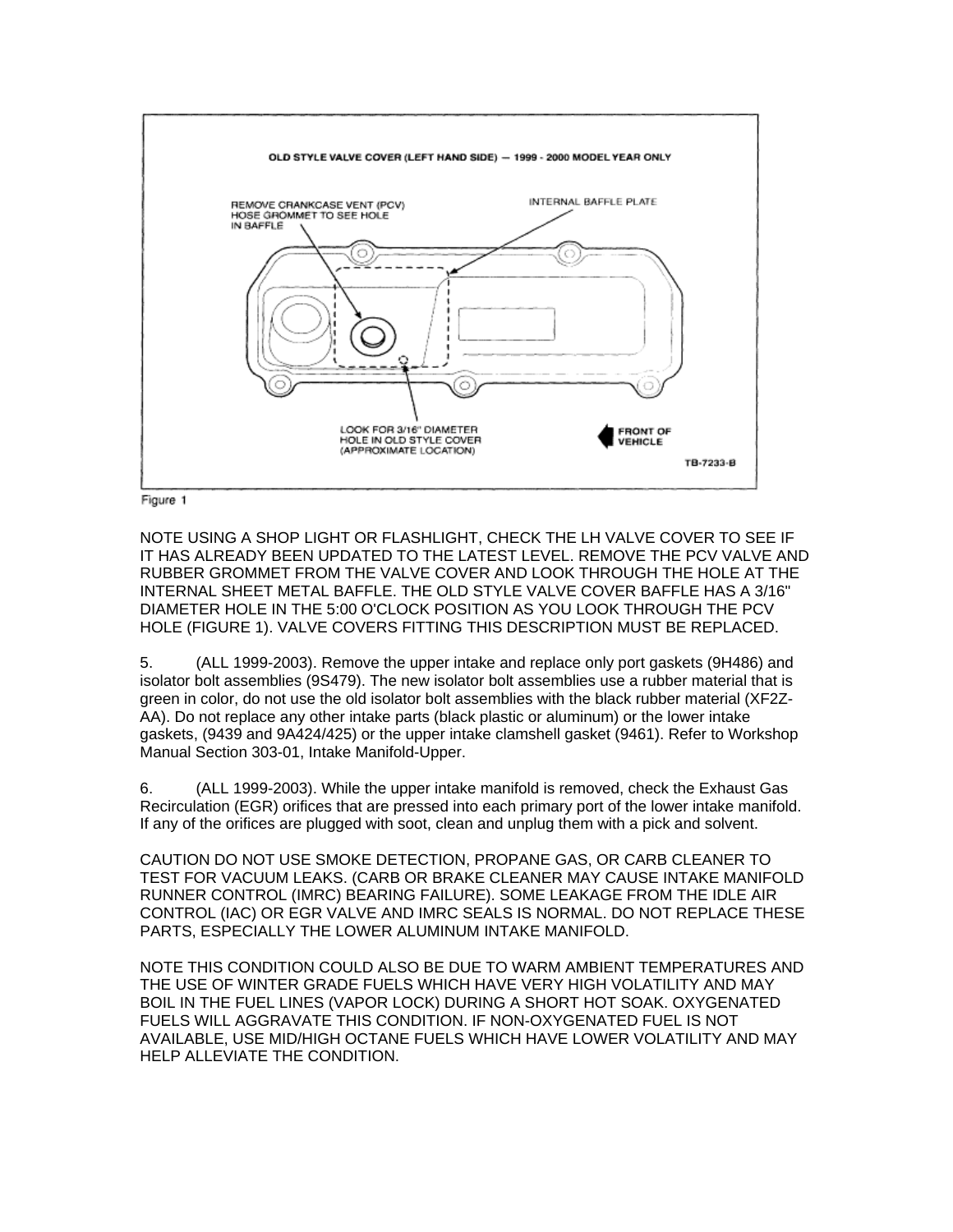OLD STYLE VALVE COVER (LEFT HAND SIDE) — 1999 - 2000 MODEL YEAR ONLY

REMOVE CRANKCASE VENT (PCV) HOSE GROMMET TO SEE HOLE IN BAFFLE

INTERNAL BAFFLE PLATE

LOOK FOR 3/16" DIAMETER HOLE IN OLD STYLE COVER (APPROXIMATE LOCATION)

FRONT OF VEHICLE

TB-7233-B

Figure 1

NOTE USING A SHOP LIGHT OR FLASHLIGHT, CHECK THE LH VALVE COVER TO SEE IF IT HAS ALREADY BEEN UPDATED TO THE LATEST LEVEL. REMOVE THE PCV VALVE AND RUBBER GROMMET FROM THE VALVE COVER AND LOOK THROUGH THE HOLE AT THE INTERNAL SHEET METAL BAFFLE. THE OLD STYLE VALVE COVER BAFFLE HAS A 3/16" DIAMETER HOLE IN THE 5:00 O'CLOCK POSITION AS YOU LOOK THROUGH THE PCV HOLE (FIGURE 1). VALVE COVERS FITTING THIS DESCRIPTION MUST BE REPLACED.

5. (ALL 1999-2003). Remove the upper intake and replace only port gaskets (9H486) and isolator bolt assemblies (9S479). The new isolator bolt assemblies use a rubber material that is green in color, do not use the old isolator bolt assemblies with the black rubber material (XF2Z-AA). Do not replace any other intake parts (black plastic or aluminum) or the lower intake gaskets, (9439 and 9A424/425) or the upper intake clamshell gasket (9461). Refer to Workshop Manual Section 303-01, Intake Manifold-Upper.

6. (ALL 1999-2003). While the upper intake manifold is removed, check the Exhaust Gas Recirculation (EGR) orifices that are pressed into each primary port of the lower intake manifold. If any of the orifices are plugged with soot, clean and unplug them with a pick and solvent.

CAUTION DO NOT USE SMOKE DETECTION, PROPANE GAS, OR CARB CLEANER TO TEST FOR VACUUM LEAKS. (CARB OR BRAKE CLEANER MAY CAUSE INTAKE MANIFOLD RUNNER CONTROL (IMRC) BEARING FAILURE). SOME LEAKAGE FROM THE IDLE AIR CONTROL (IAC) OR EGR VALVE AND IMRC SEALS IS NORMAL. DO NOT REPLACE THESE PARTS, ESPECIALLY THE LOWER ALUMINUM INTAKE MANIFOLD.

NOTE THIS CONDITION COULD ALSO BE DUE TO WARM AMBIENT TEMPERATURES AND THE USE OF WINTER GRADE FUELS WHICH HAVE VERY HIGH VOLATILITY AND MAY BOIL IN THE FUEL LINES (VAPOR LOCK) DURING A SHORT HOT SOAK. OXYGENATED FUELS WILL AGGRAVATE THIS CONDITION. IF NON-OXYGENATED FUEL IS NOT AVAILABLE, USE MID/HIGH OCTANE FUELS WHICH HAVE LOWER VOLATILITY AND MAY HELP ALLEVIATE THE CONDITION.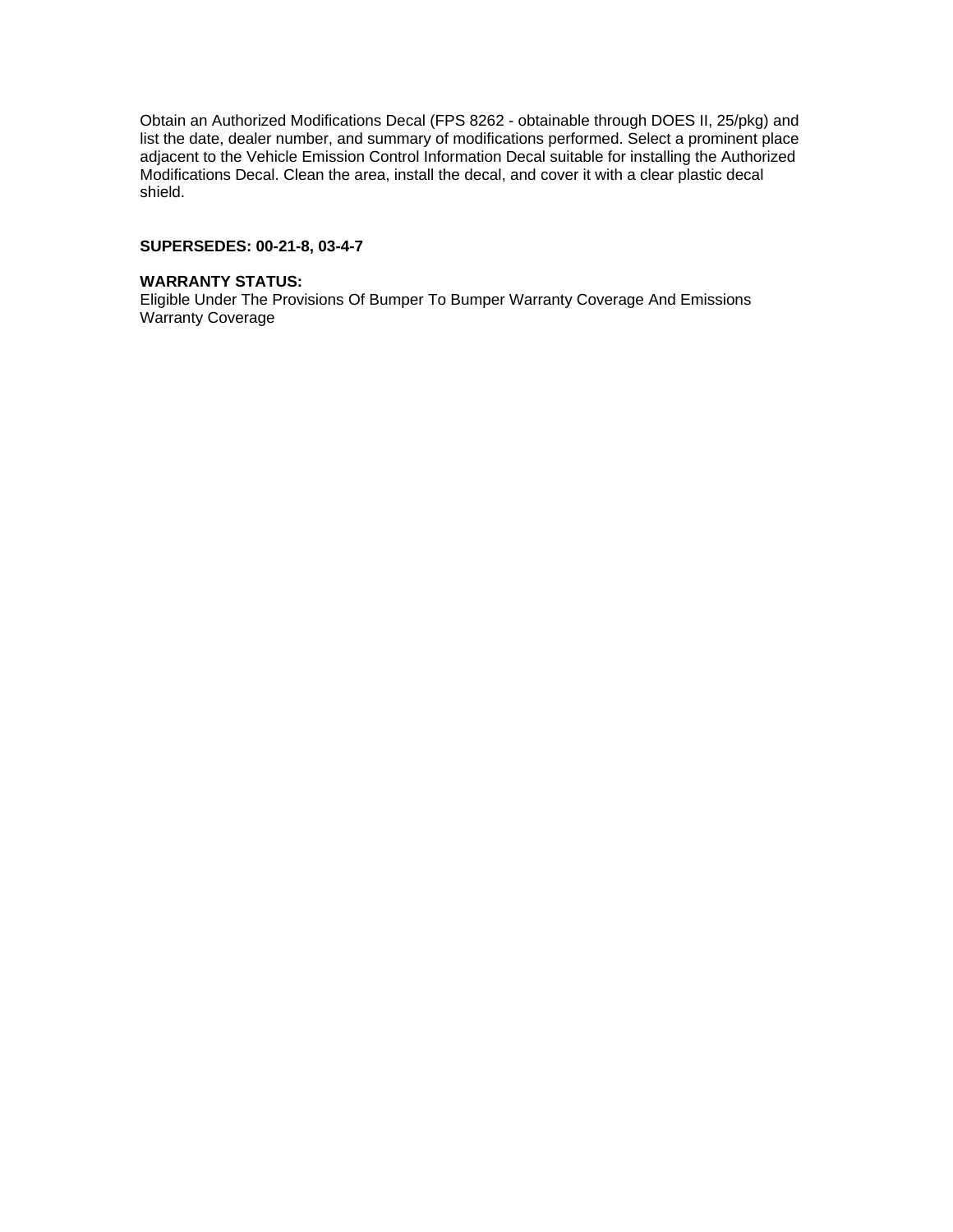Obtain an Authorized Modifications Decal (FPS 8262 - obtainable through DOES II, 25/pkg) and list the date, dealer number, and summary of modifications performed. Select a prominent place adjacent to the Vehicle Emission Control Information Decal suitable for installing the Authorized Modifications Decal. Clean the area, install the decal, and cover it with a clear plastic decal shield.

**SUPERSEDES: 00-21-8, 03-4-7**

**WARRANTY STATUS:**
Eligible Under The Provisions Of Bumper To Bumper Warranty Coverage And Emissions Warranty Coverage